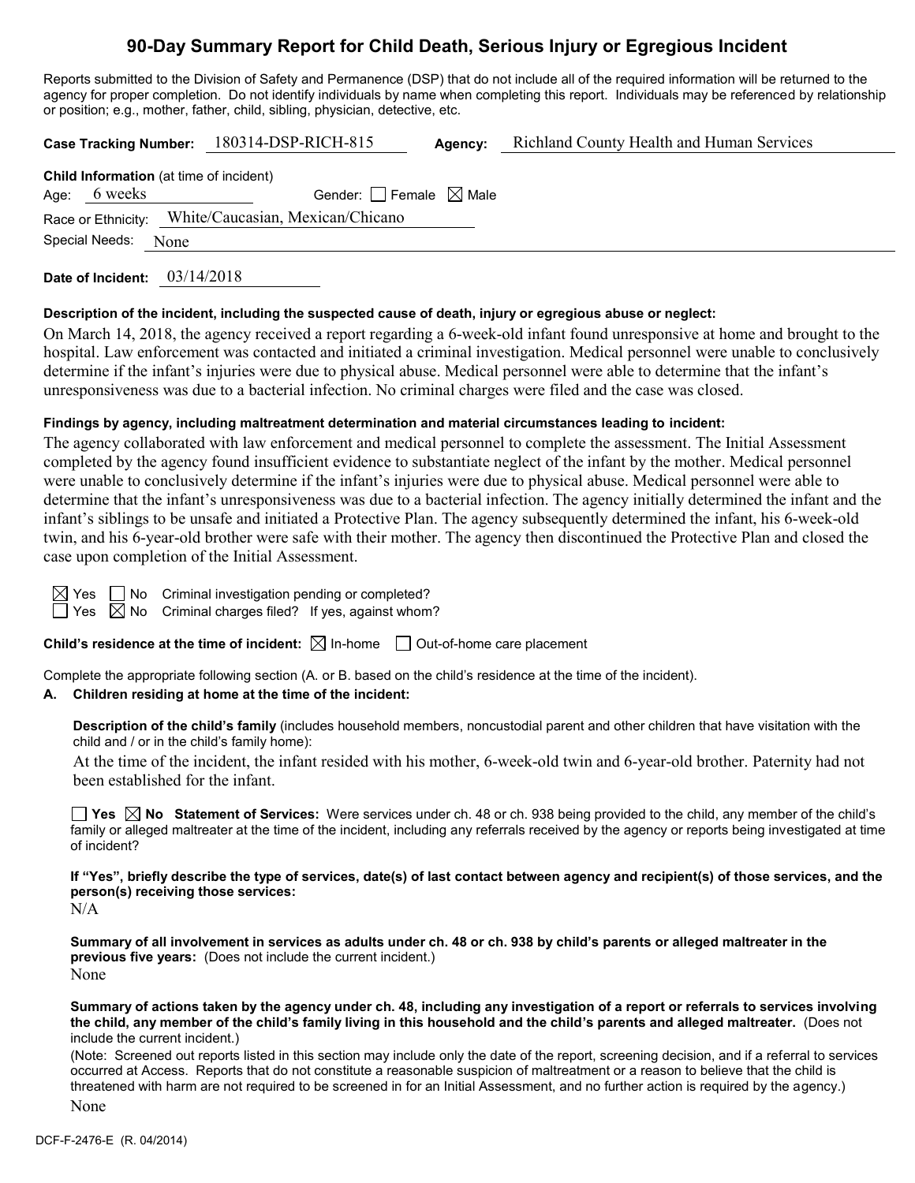# 90-Day Summary Report for Child Death, Serious Injury or Egregious Incident

Reports submitted to the Division of Safety and Permanence (DSP) that do not include all of the required information will be returned to the agency for proper completion. Do not identify individuals by name when completing this report. Individuals may be referenced by relationship or position; e.g., mother, father, child, sibling, physician, detective, etc.

**Case Tracking Number:** 180314-DSP-RICH-815 **Agency:** Richland County Health and Human Services

**Child Information** (at time of incident)

Age: 6 weeks Gender: ☐ Female ☒ Male

Race or Ethnicity: White/Caucasian, Mexican/Chicano

Special Needs: None

**Date of Incident:** 03/14/2018

**Description of the incident, including the suspected cause of death, injury or egregious abuse or neglect:**

On March 14, 2018, the agency received a report regarding a 6-week-old infant found unresponsive at home and brought to the hospital. Law enforcement was contacted and initiated a criminal investigation. Medical personnel were unable to conclusively determine if the infant's injuries were due to physical abuse. Medical personnel were able to determine that the infant's unresponsiveness was due to a bacterial infection. No criminal charges were filed and the case was closed.

**Findings by agency, including maltreatment determination and material circumstances leading to incident:**

The agency collaborated with law enforcement and medical personnel to complete the assessment. The Initial Assessment completed by the agency found insufficient evidence to substantiate neglect of the infant by the mother. Medical personnel were unable to conclusively determine if the infant's injuries were due to physical abuse. Medical personnel were able to determine that the infant's unresponsiveness was due to a bacterial infection. The agency initially determined the infant and the infant's siblings to be unsafe and initiated a Protective Plan. The agency subsequently determined the infant, his 6-week-old twin, and his 6-year-old brother were safe with their mother. The agency then discontinued the Protective Plan and closed the case upon completion of the Initial Assessment.

☒ Yes ☐ No Criminal investigation pending or completed?

☐ Yes ☒ No Criminal charges filed? If yes, against whom?

**Child's residence at the time of incident:** ☒ In-home ☐ Out-of-home care placement

Complete the appropriate following section (A. or B. based on the child's residence at the time of the incident).

**A. Children residing at home at the time of the incident:**

**Description of the child's family** (includes household members, noncustodial parent and other children that have visitation with the child and / or in the child's family home):

At the time of the incident, the infant resided with his mother, 6-week-old twin and 6-year-old brother. Paternity had not been established for the infant.

☐ **Yes** ☒ **No Statement of Services:** Were services under ch. 48 or ch. 938 being provided to the child, any member of the child's family or alleged maltreater at the time of the incident, including any referrals received by the agency or reports being investigated at time of incident?

**If "Yes", briefly describe the type of services, date(s) of last contact between agency and recipient(s) of those services, and the person(s) receiving those services:**

N/A

**Summary of all involvement in services as adults under ch. 48 or ch. 938 by child's parents or alleged maltreater in the previous five years:** (Does not include the current incident.)

None

**Summary of actions taken by the agency under ch. 48, including any investigation of a report or referrals to services involving the child, any member of the child's family living in this household and the child's parents and alleged maltreater.** (Does not include the current incident.)

(Note: Screened out reports listed in this section may include only the date of the report, screening decision, and if a referral to services occurred at Access. Reports that do not constitute a reasonable suspicion of maltreatment or a reason to believe that the child is threatened with harm are not required to be screened in for an Initial Assessment, and no further action is required by the agency.)

None

DCF-F-2476-E (R. 04/2014)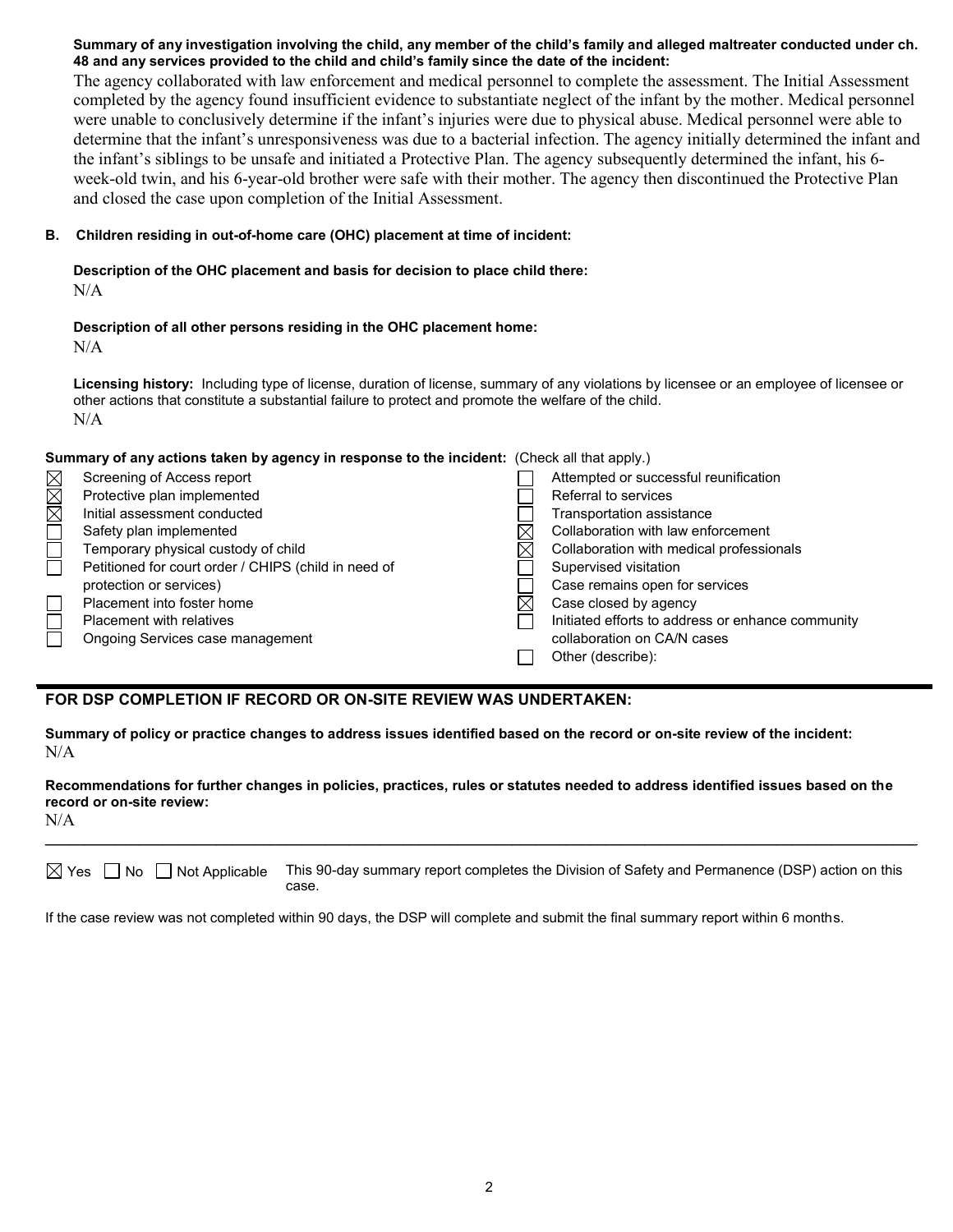**Summary of any investigation involving the child, any member of the child's family and alleged maltreater conducted under ch. 48 and any services provided to the child and child's family since the date of the incident:**

The agency collaborated with law enforcement and medical personnel to complete the assessment. The Initial Assessment completed by the agency found insufficient evidence to substantiate neglect of the infant by the mother. Medical personnel were unable to conclusively determine if the infant's injuries were due to physical abuse. Medical personnel were able to determine that the infant's unresponsiveness was due to a bacterial infection. The agency initially determined the infant and the infant's siblings to be unsafe and initiated a Protective Plan. The agency subsequently determined the infant, his 6-week-old twin, and his 6-year-old brother were safe with their mother. The agency then discontinued the Protective Plan and closed the case upon completion of the Initial Assessment.

**B. Children residing in out-of-home care (OHC) placement at time of incident:**

**Description of the OHC placement and basis for decision to place child there:**
N/A

**Description of all other persons residing in the OHC placement home:**
N/A

**Licensing history:** Including type of license, duration of license, summary of any violations by licensee or an employee of licensee or other actions that constitute a substantial failure to protect and promote the welfare of the child.
N/A

**Summary of any actions taken by agency in response to the incident:** (Check all that apply.)

- ☒ Screening of Access report
- ☒ Protective plan implemented
- ☒ Initial assessment conducted
- ☐ Safety plan implemented
- ☐ Temporary physical custody of child
- ☐ Petitioned for court order / CHIPS (child in need of protection or services)
- ☐ Placement into foster home
- ☐ Placement with relatives
- ☐ Ongoing Services case management
- ☐ Attempted or successful reunification
- ☐ Referral to services
- ☐ Transportation assistance
- ☒ Collaboration with law enforcement
- ☒ Collaboration with medical professionals
- ☐ Supervised visitation
- ☐ Case remains open for services
- ☒ Case closed by agency
- ☐ Initiated efforts to address or enhance community collaboration on CA/N cases
- ☐ Other (describe):

## FOR DSP COMPLETION IF RECORD OR ON-SITE REVIEW WAS UNDERTAKEN:

**Summary of policy or practice changes to address issues identified based on the record or on-site review of the incident:**
N/A

**Recommendations for further changes in policies, practices, rules or statutes needed to address identified issues based on the record or on-site review:**
N/A

---

☒ Yes ☐ No ☐ Not Applicable This 90-day summary report completes the Division of Safety and Permanence (DSP) action on this case.

If the case review was not completed within 90 days, the DSP will complete and submit the final summary report within 6 months.